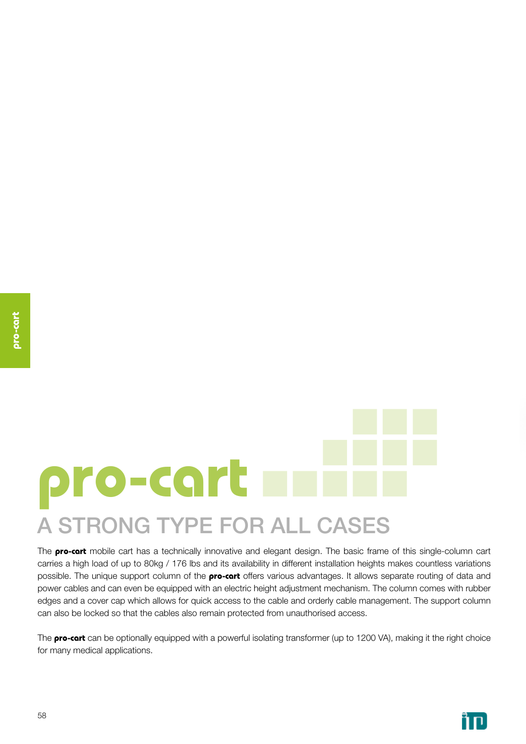# pro-cart

## A STRONG TYPE FOR ALL CASES

The **pro-cart** mobile cart has a technically innovative and elegant design. The basic frame of this single-column cart carries a high load of up to 80kg / 176 lbs and its availability in different installation heights makes countless variations possible. The unique support column of the **pro-cart** offers various advantages. It allows separate routing of data and power cables and can even be equipped with an electric height adjustment mechanism. The column comes with rubber edges and a cover cap which allows for quick access to the cable and orderly cable management. The support column can also be locked so that the cables also remain protected from unauthorised access.

The **pro-cart** can be optionally equipped with a powerful isolating transformer (up to 1200 VA), making it the right choice for many medical applications.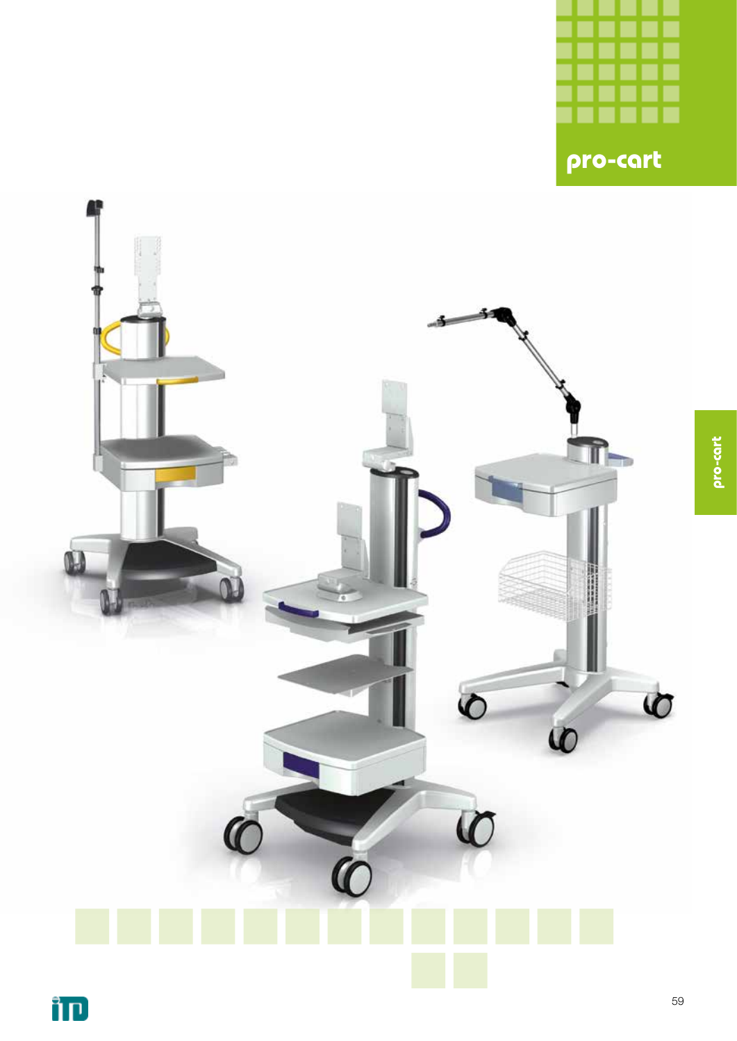# pro-cart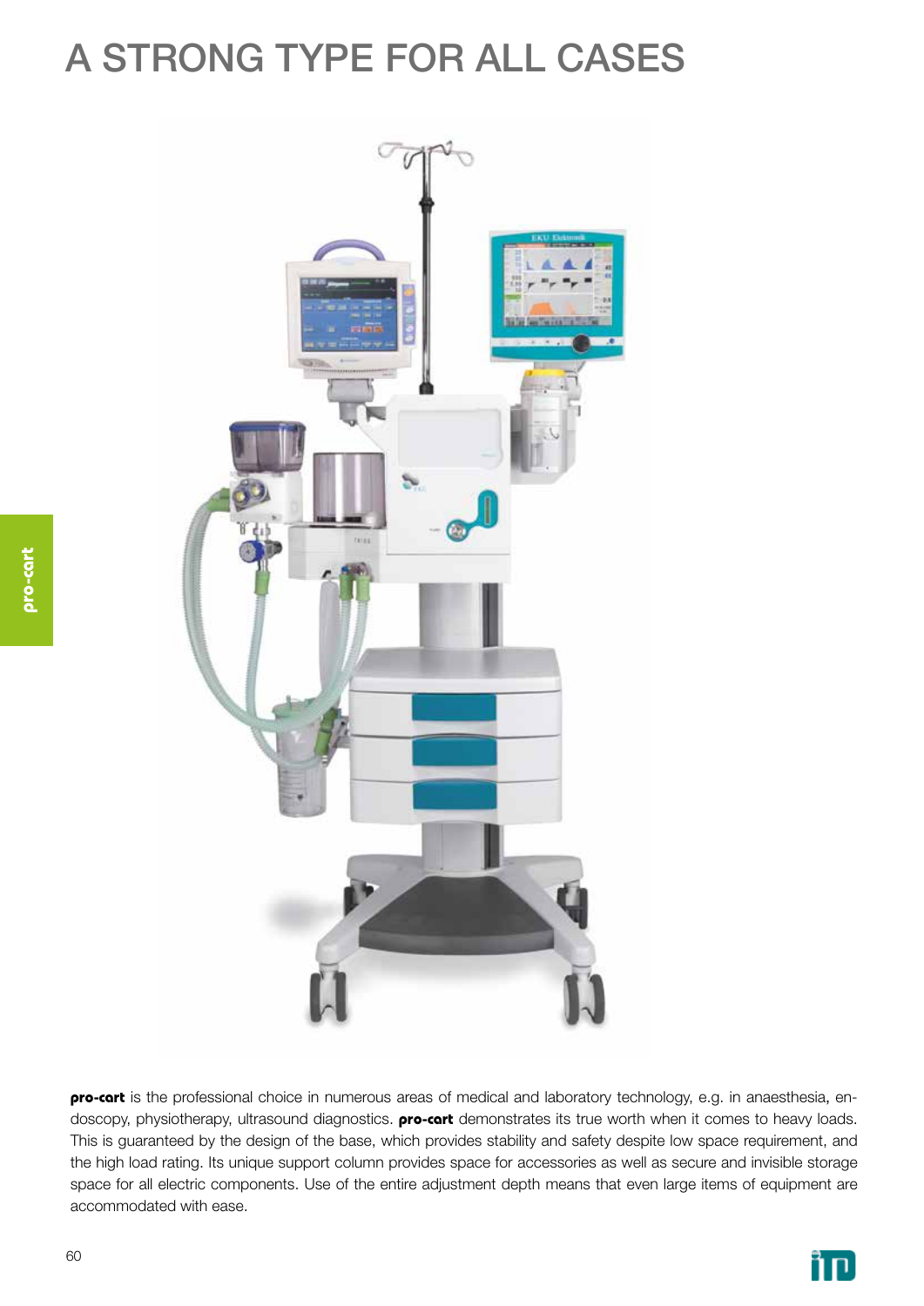# A STRONG TYPE FOR ALL CASES

**pro-cart** is the professional choice in numerous areas of medical and laboratory technology, e.g. in anaesthesia, endoscopy, physiotherapy, ultrasound diagnostics. **pro-cart** demonstrates its true worth when it comes to heavy loads. This is guaranteed by the design of the base, which provides stability and safety despite low space requirement, and the high load rating. Its unique support column provides space for accessories as well as secure and invisible storage space for all electric components. Use of the entire adjustment depth means that even large items of equipment are accommodated with ease.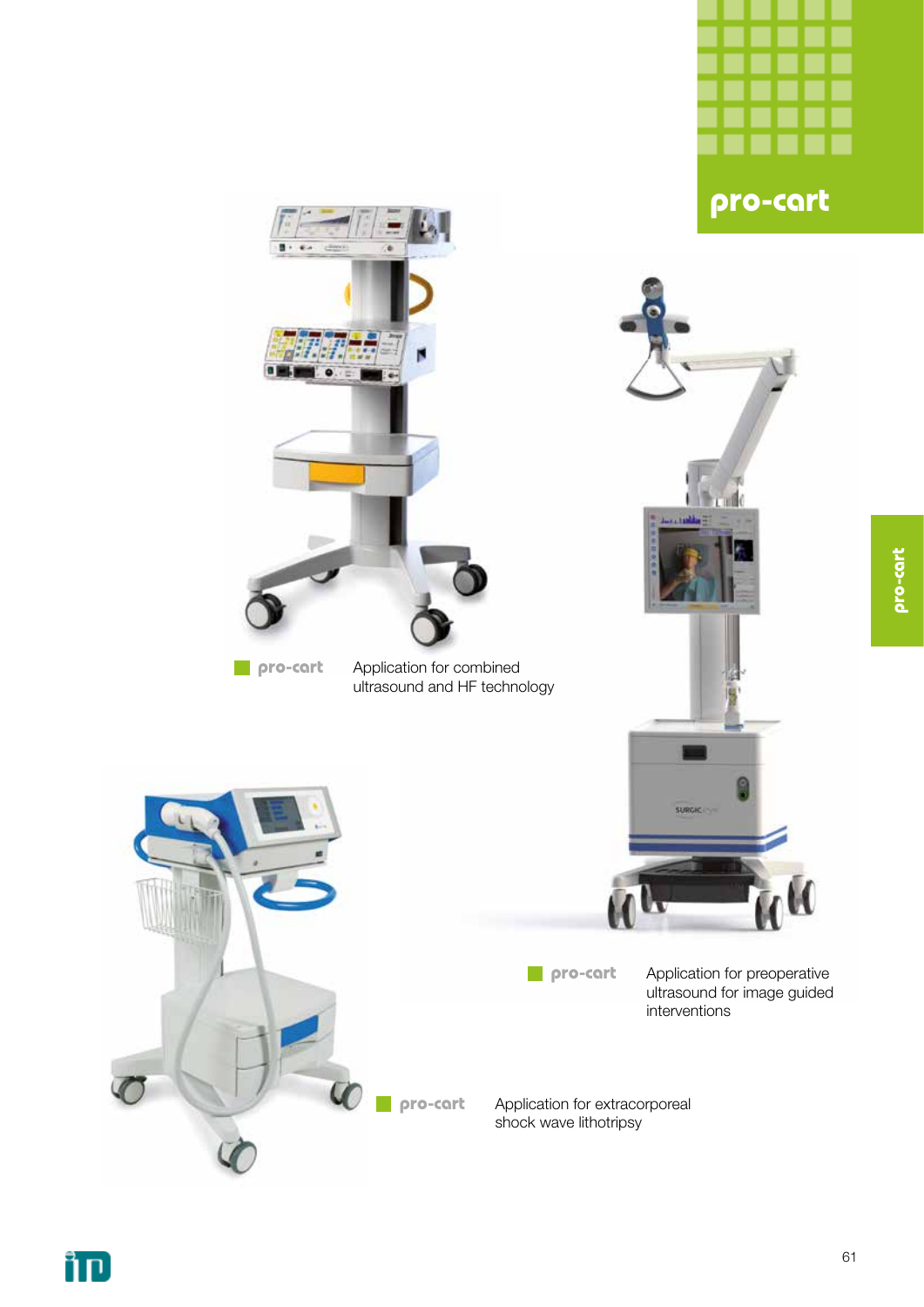# pro-cart

**pro-cart** Application for combined ultrasound and HF technology

**pro-cart** Application for preoperative ultrasound for image guided interventions

**pro-cart** Application for extracorporeal shock wave lithotripsy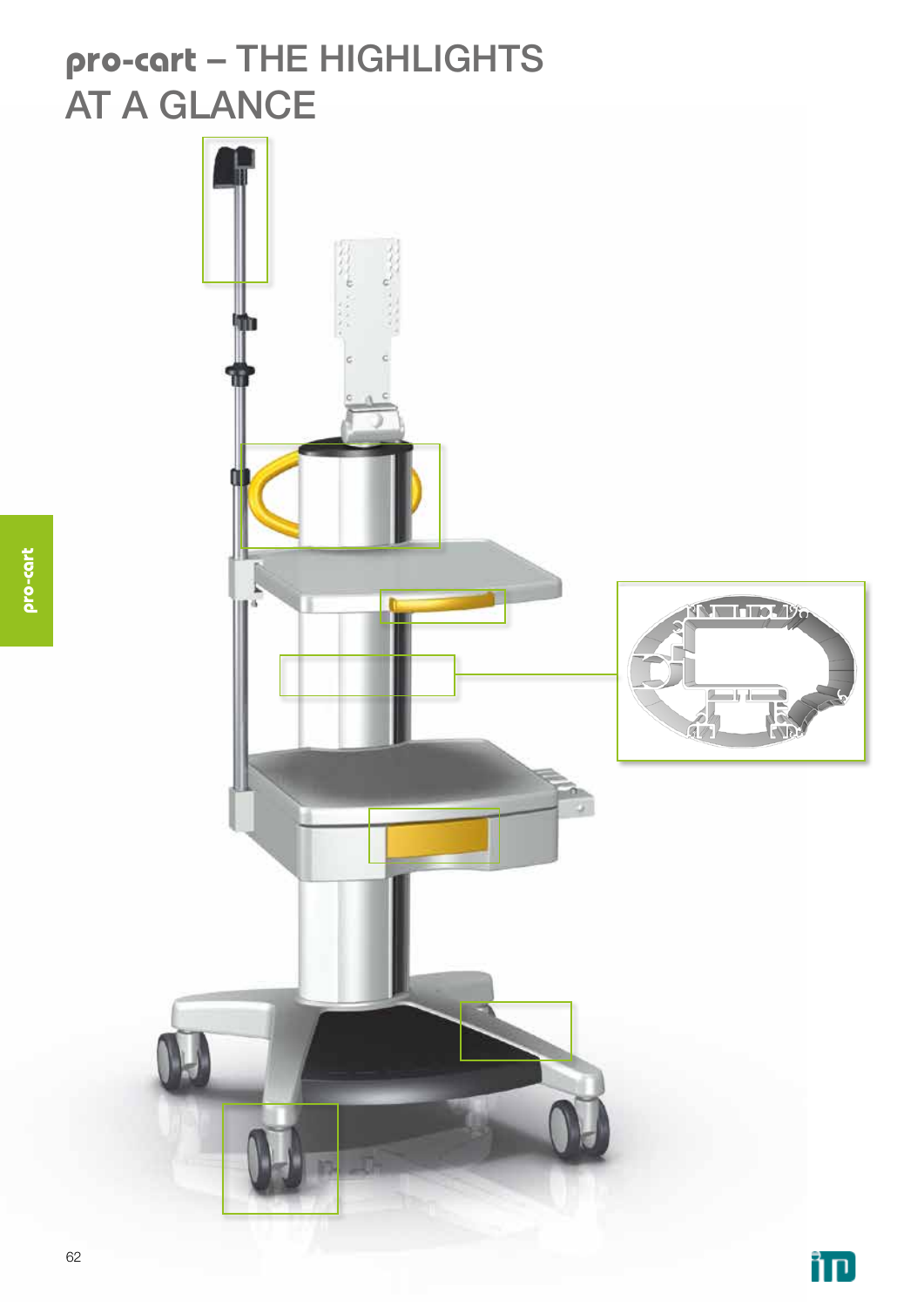# pro-cart – THE HIGHLIGHTS AT A GLANCE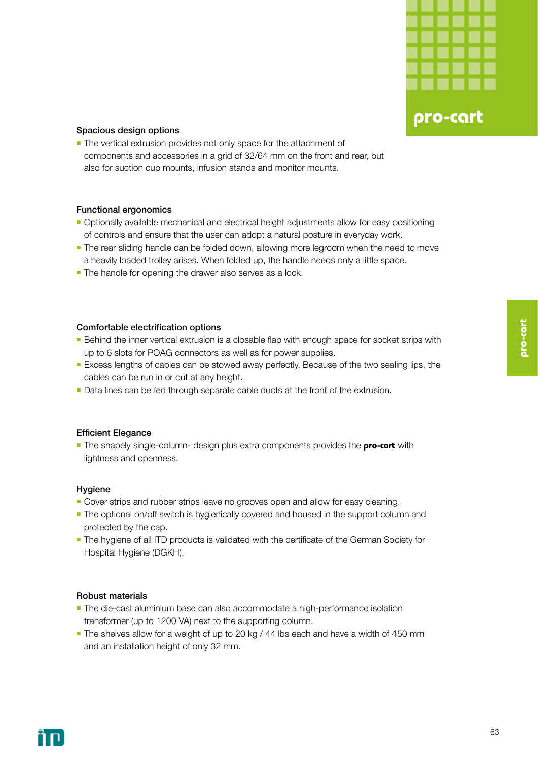### Spacious design options

- The vertical extrusion provides not only space for the attachment of components and accessories in a grid of 32/64 mm on the front and rear, but also for suction cup mounts, infusion stands and monitor mounts.

### Functional ergonomics

- Optionally available mechanical and electrical height adjustments allow for easy positioning of controls and ensure that the user can adopt a natural posture in everyday work.
- The rear sliding handle can be folded down, allowing more legroom when the need to move a heavily loaded trolley arises. When folded up, the handle needs only a little space.
- The handle for opening the drawer also serves as a lock.

### Comfortable electrification options

- Behind the inner vertical extrusion is a closable flap with enough space for socket strips with up to 6 slots for POAG connectors as well as for power supplies.
- Excess lengths of cables can be stowed away perfectly. Because of the two sealing lips, the cables can be run in or out at any height.
- Data lines can be fed through separate cable ducts at the front of the extrusion.

### Efficient Elegance

- The shapely single-column- design plus extra components provides the **pro-cart** with lightness and openness.

### Hygiene

- Cover strips and rubber strips leave no grooves open and allow for easy cleaning.
- The optional on/off switch is hygienically covered and housed in the support column and protected by the cap.
- The hygiene of all ITD products is validated with the certificate of the German Society for Hospital Hygiene (DGKH).

### Robust materials

- The die-cast aluminium base can also accommodate a high-performance isolation transformer (up to 1200 VA) next to the supporting column.
- The shelves allow for a weight of up to 20 kg / 44 lbs each and have a width of 450 mm and an installation height of only 32 mm.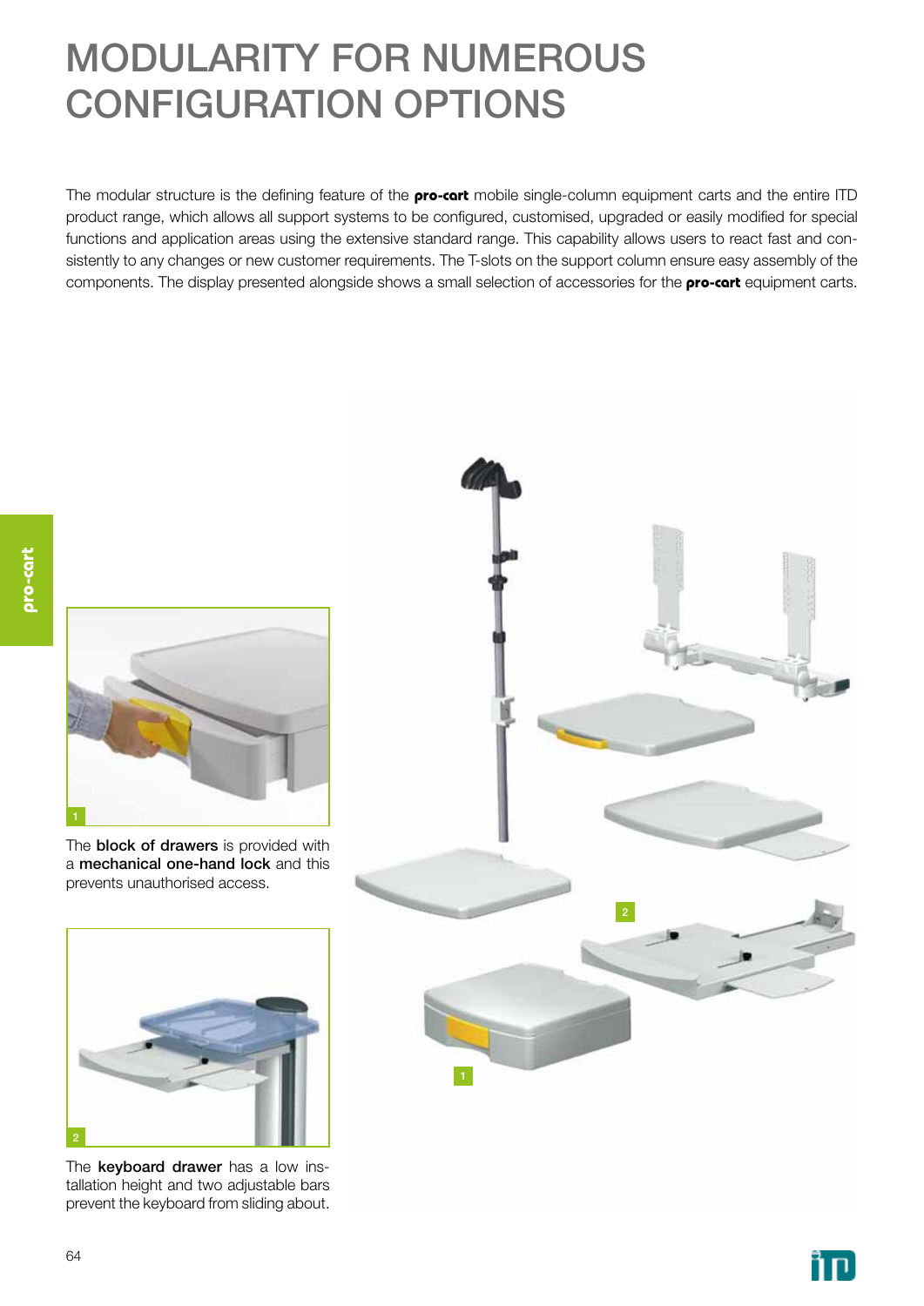# MODULARITY FOR NUMEROUS CONFIGURATION OPTIONS

The modular structure is the defining feature of the **pro-cart** mobile single-column equipment carts and the entire ITD product range, which allows all support systems to be configured, customised, upgraded or easily modified for special functions and application areas using the extensive standard range. This capability allows users to react fast and consistently to any changes or new customer requirements. The T-slots on the support column ensure easy assembly of the components. The display presented alongside shows a small selection of accessories for the **pro-cart** equipment carts.

1

The **block of drawers** is provided with a **mechanical one-hand lock** and this prevents unauthorised access.

2

The **keyboard drawer** has a low installation height and two adjustable bars prevent the keyboard from sliding about.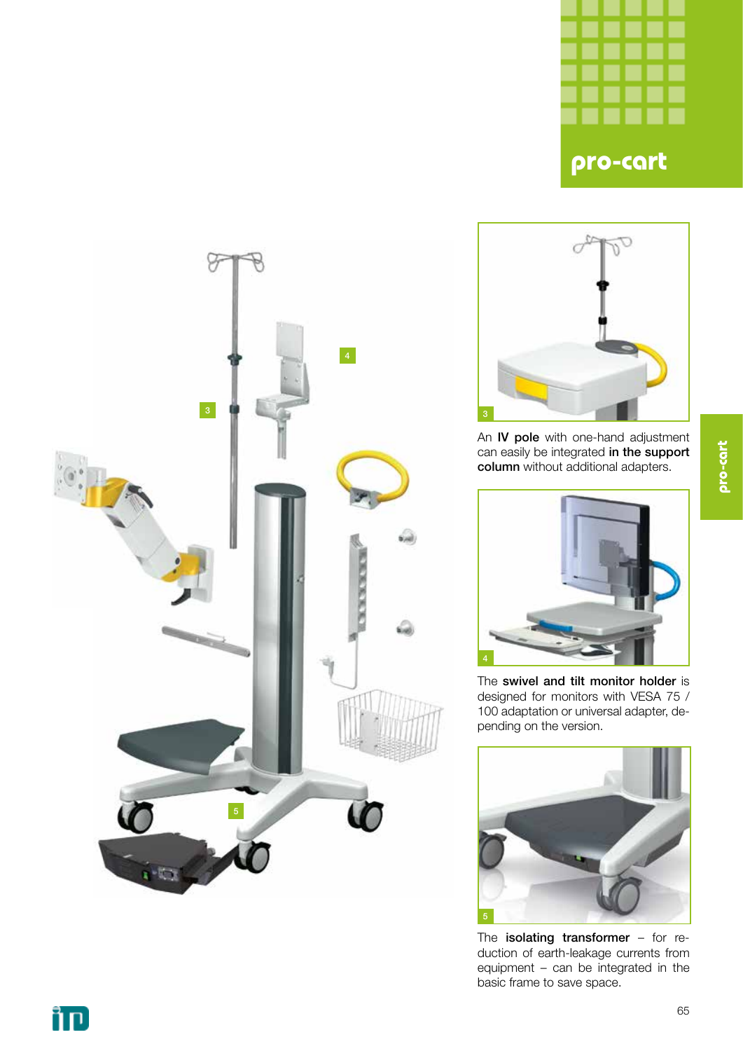# pro-cart

An **IV pole** with one-hand adjustment can easily be integrated **in the support column** without additional adapters.

The **swivel and tilt monitor holder** is designed for monitors with VESA 75 / 100 adaptation or universal adapter, depending on the version.

The **isolating transformer** – for reduction of earth-leakage currents from equipment – can be integrated in the basic frame to save space.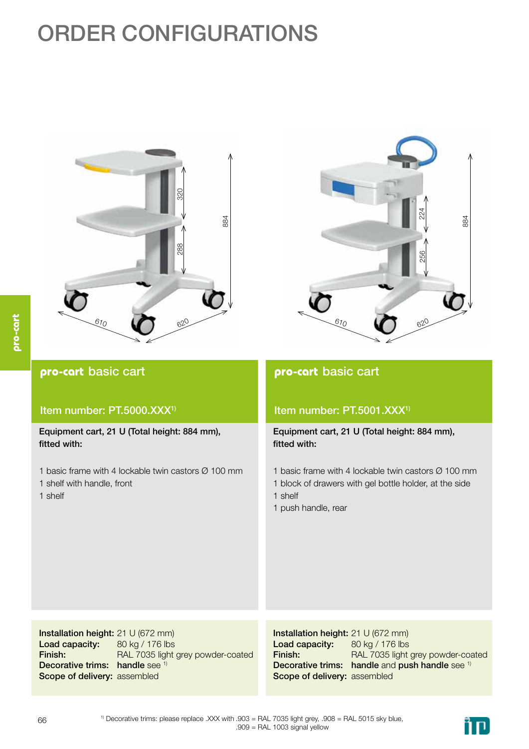# ORDER CONFIGURATIONS

## pro-cart basic cart

### Item number: PT.5000.XXX[1)]

**Equipment cart, 21 U (Total height: 884 mm), fitted with:**

1 basic frame with 4 lockable twin castors Ø 100 mm
1 shelf with handle, front
1 shelf

**Installation height:** 21 U (672 mm)
**Load capacity:** 80 kg / 176 lbs
**Finish:** RAL 7035 light grey powder-coated
**Decorative trims:** **handle** see [1)]
**Scope of delivery:** assembled

## pro-cart basic cart

### Item number: PT.5001.XXX[1)]

**Equipment cart, 21 U (Total height: 884 mm), fitted with:**

1 basic frame with 4 lockable twin castors Ø 100 mm
1 block of drawers with gel bottle holder, at the side
1 shelf
1 push handle, rear

**Installation height:** 21 U (672 mm)
**Load capacity:** 80 kg / 176 lbs
**Finish:** RAL 7035 light grey powder-coated
**Decorative trims:** **handle** and **push handle** see [1)]
**Scope of delivery:** assembled

[1)] Decorative trims: please replace .XXX with .903 = RAL 7035 light grey, .908 = RAL 5015 sky blue, .909 = RAL 1003 signal yellow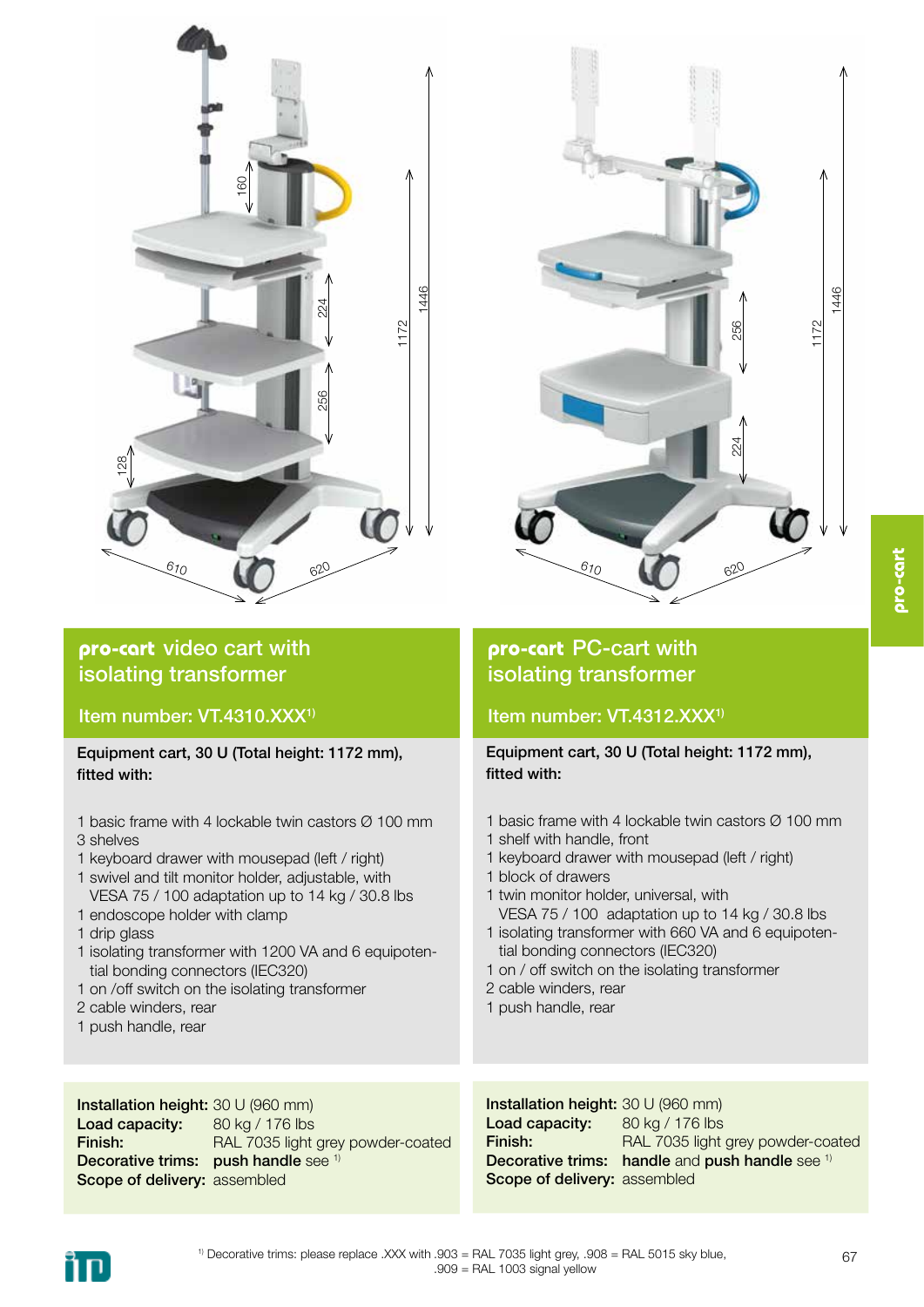## pro-cart video cart with isolating transformer

### Item number: VT.4310.XXX[1]

**Equipment cart, 30 U (Total height: 1172 mm), fitted with:**

1 basic frame with 4 lockable twin castors Ø 100 mm
3 shelves
1 keyboard drawer with mousepad (left / right)
1 swivel and tilt monitor holder, adjustable, with VESA 75 / 100 adaptation up to 14 kg / 30.8 lbs
1 endoscope holder with clamp
1 drip glass
1 isolating transformer with 1200 VA and 6 equipotential bonding connectors (IEC320)
1 on /off switch on the isolating transformer
2 cable winders, rear
1 push handle, rear

**Installation height:** 30 U (960 mm)
**Load capacity:** 80 kg / 176 lbs
**Finish:** RAL 7035 light grey powder-coated
**Decorative trims:** **push handle** see [1]
**Scope of delivery:** assembled

## pro-cart PC-cart with isolating transformer

### Item number: VT.4312.XXX[1]

**Equipment cart, 30 U (Total height: 1172 mm), fitted with:**

1 basic frame with 4 lockable twin castors Ø 100 mm
1 shelf with handle, front
1 keyboard drawer with mousepad (left / right)
1 block of drawers
1 twin monitor holder, universal, with VESA 75 / 100 adaptation up to 14 kg / 30.8 lbs
1 isolating transformer with 660 VA and 6 equipotential bonding connectors (IEC320)
1 on / off switch on the isolating transformer
2 cable winders, rear
1 push handle, rear

**Installation height:** 30 U (960 mm)
**Load capacity:** 80 kg / 176 lbs
**Finish:** RAL 7035 light grey powder-coated
**Decorative trims:** **handle** and **push handle** see [1]
**Scope of delivery:** assembled

[1] Decorative trims: please replace .XXX with .903 = RAL 7035 light grey, .908 = RAL 5015 sky blue, .909 = RAL 1003 signal yellow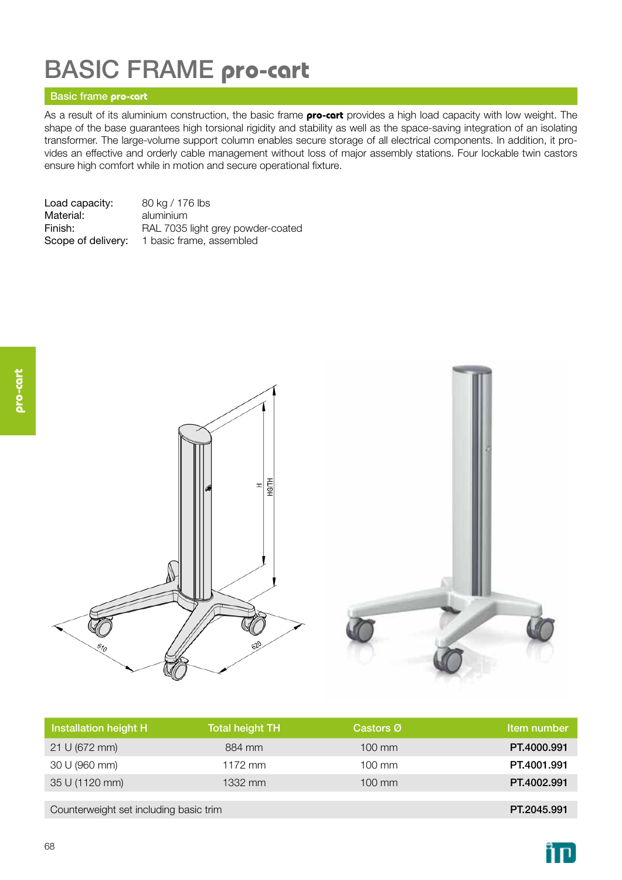# BASIC FRAME **pro-cart**

## Basic frame **pro-cart**

As a result of its aluminium construction, the basic frame **pro-cart** provides a high load capacity with low weight. The shape of the base guarantees high torsional rigidity and stability as well as the space-saving integration of an isolating transformer. The large-volume support column enables secure storage of all electrical components. In addition, it provides an effective and orderly cable management without loss of major assembly stations. Four lockable twin castors ensure high comfort while in motion and secure operational fixture.

| | |
|---|---|
| Load capacity: | 80 kg / 176 lbs |
| Material: | aluminium |
| Finish: | RAL 7035 light grey powder-coated |
| Scope of delivery: | 1 basic frame, assembled |

| Installation height H | Total height TH | Castors Ø | Item number |
|---|---|---|---|
| 21 U (672 mm) | 884 mm | 100 mm | **PT.4000.991** |
| 30 U (960 mm) | 1172 mm | 100 mm | **PT.4001.991** |
| 35 U (1120 mm) | 1332 mm | 100 mm | **PT.4002.991** |
| Counterweight set including basic trim | | | **PT.2045.991** |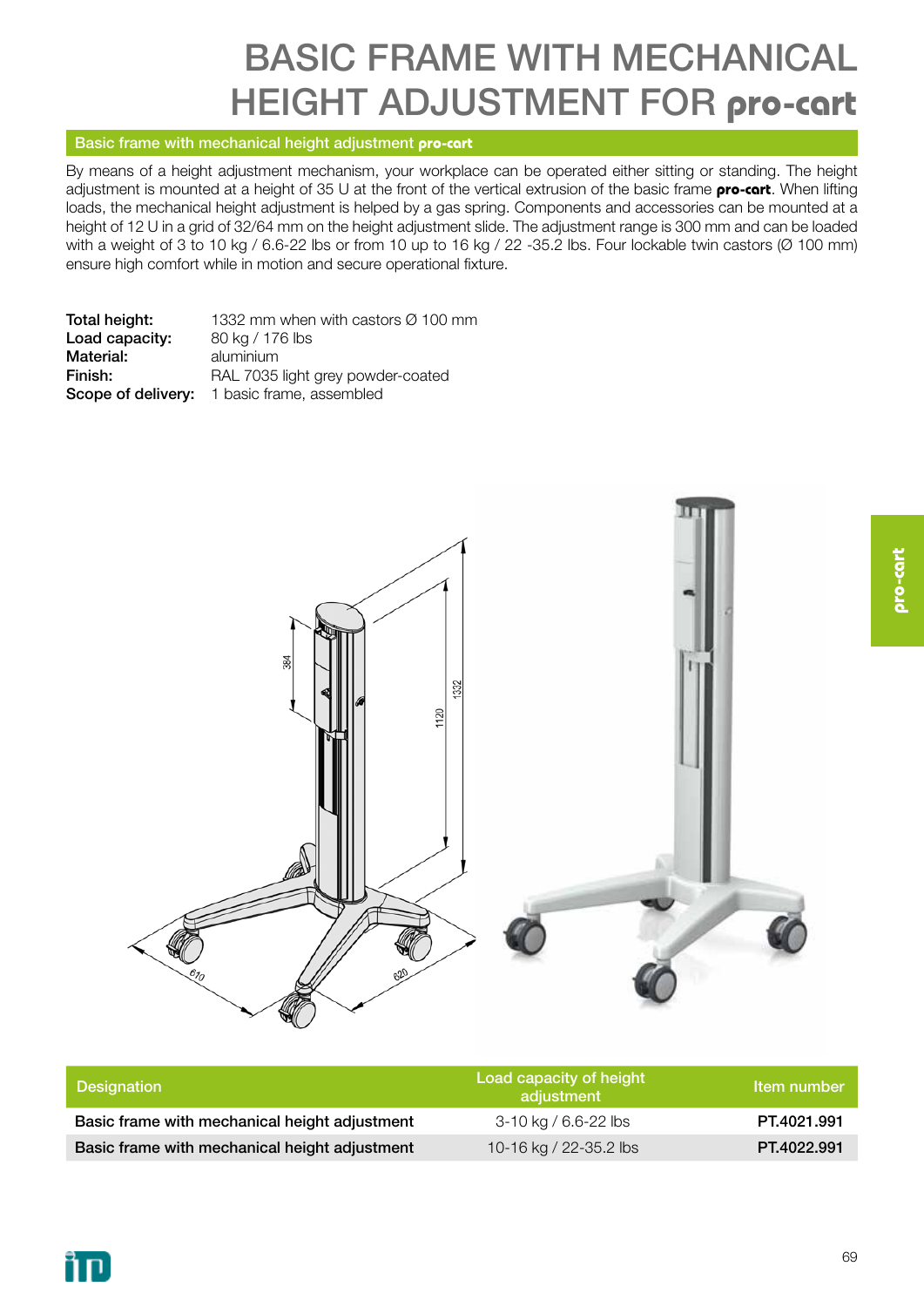# BASIC FRAME WITH MECHANICAL HEIGHT ADJUSTMENT FOR pro-cart

## Basic frame with mechanical height adjustment pro-cart

By means of a height adjustment mechanism, your workplace can be operated either sitting or standing. The height adjustment is mounted at a height of 35 U at the front of the vertical extrusion of the basic frame **pro-cart**. When lifting loads, the mechanical height adjustment is helped by a gas spring. Components and accessories can be mounted at a height of 12 U in a grid of 32/64 mm on the height adjustment slide. The adjustment range is 300 mm and can be loaded with a weight of 3 to 10 kg / 6.6-22 lbs or from 10 up to 16 kg / 22 -35.2 lbs. Four lockable twin castors (Ø 100 mm) ensure high comfort while in motion and secure operational fixture.

**Total height:** 1332 mm when with castors Ø 100 mm
**Load capacity:** 80 kg / 176 lbs
**Material:** aluminium
**Finish:** RAL 7035 light grey powder-coated
**Scope of delivery:** 1 basic frame, assembled

| Designation | Load capacity of height adjustment | Item number |
|---|---|---|
| Basic frame with mechanical height adjustment | 3-10 kg / 6.6-22 lbs | **PT.4021.991** |
| Basic frame with mechanical height adjustment | 10-16 kg / 22-35.2 lbs | **PT.4022.991** |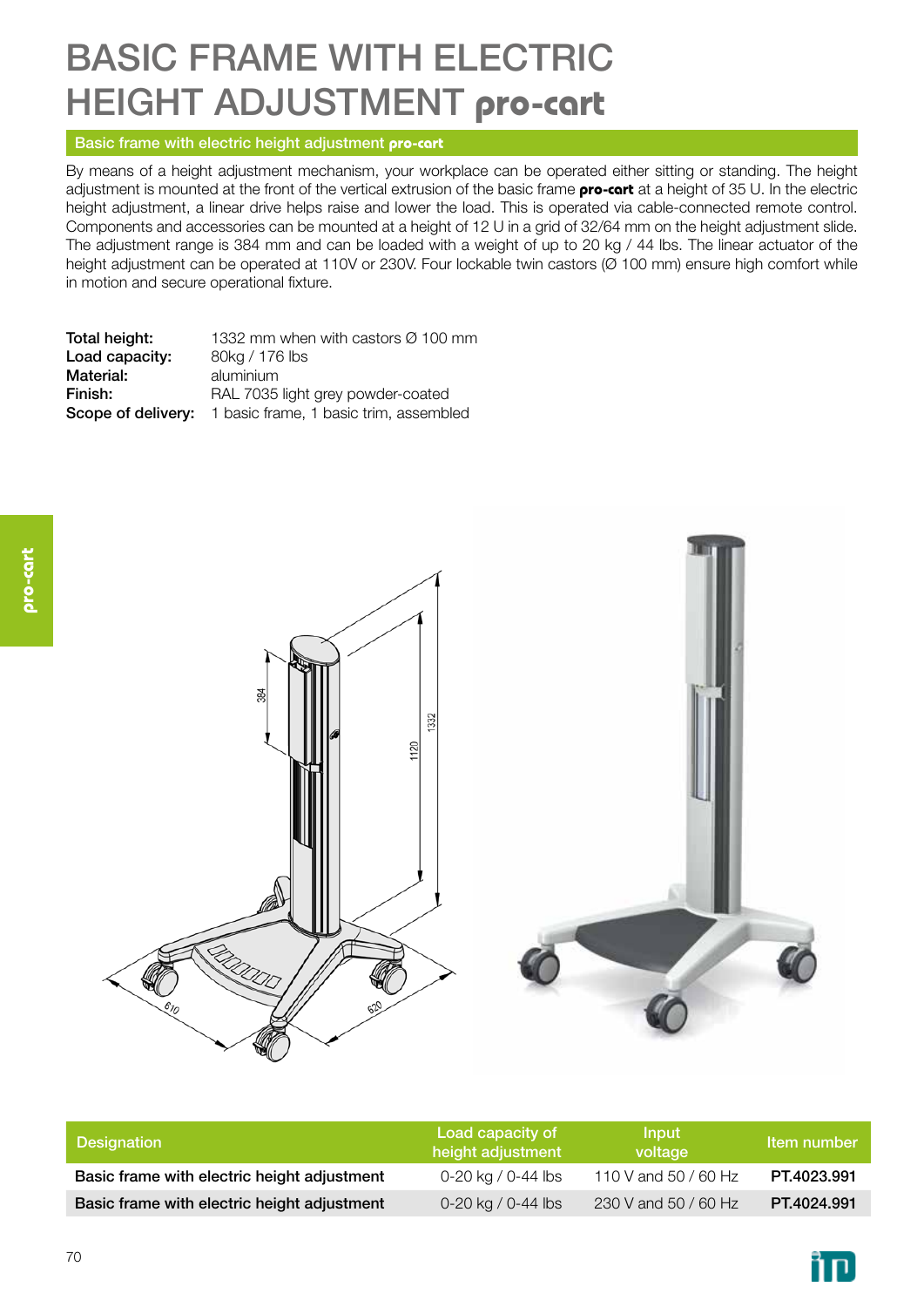# BASIC FRAME WITH ELECTRIC HEIGHT ADJUSTMENT pro-cart

## Basic frame with electric height adjustment pro-cart

By means of a height adjustment mechanism, your workplace can be operated either sitting or standing. The height adjustment is mounted at the front of the vertical extrusion of the basic frame **pro-cart** at a height of 35 U. In the electric height adjustment, a linear drive helps raise and lower the load. This is operated via cable-connected remote control. Components and accessories can be mounted at a height of 12 U in a grid of 32/64 mm on the height adjustment slide. The adjustment range is 384 mm and can be loaded with a weight of up to 20 kg / 44 lbs. The linear actuator of the height adjustment can be operated at 110V or 230V. Four lockable twin castors (Ø 100 mm) ensure high comfort while in motion and secure operational fixture.

**Total height:** 1332 mm when with castors Ø 100 mm
**Load capacity:** 80kg / 176 lbs
**Material:** aluminium
**Finish:** RAL 7035 light grey powder-coated
**Scope of delivery:** 1 basic frame, 1 basic trim, assembled

| Designation | Load capacity of height adjustment | Input voltage | Item number |
|---|---|---|---|
| Basic frame with electric height adjustment | 0-20 kg / 0-44 lbs | 110 V and 50 / 60 Hz | **PT.4023.991** |
| Basic frame with electric height adjustment | 0-20 kg / 0-44 lbs | 230 V and 50 / 60 Hz | **PT.4024.991** |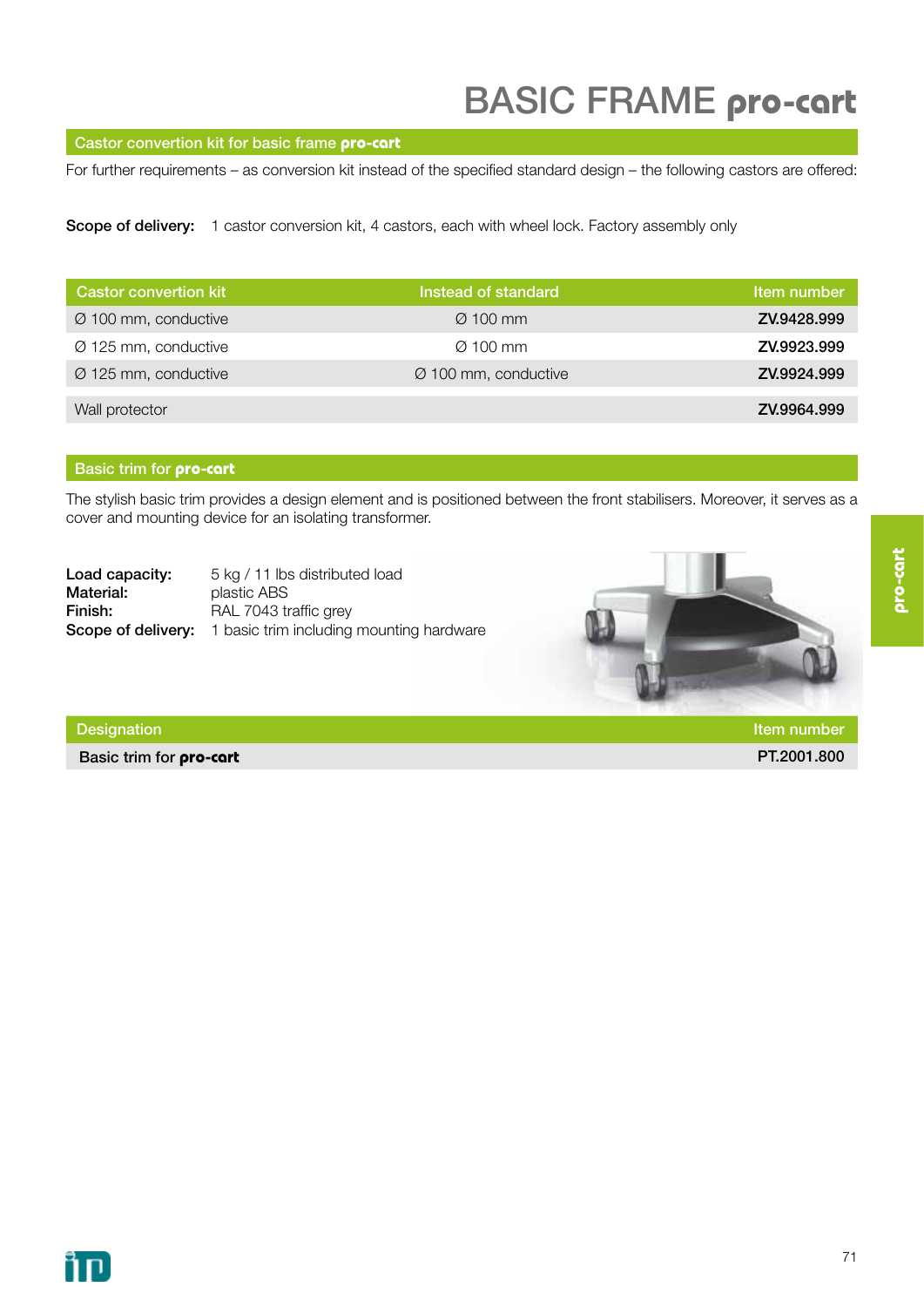# BASIC FRAME pro-cart

## Castor convertion kit for basic frame pro-cart

For further requirements – as conversion kit instead of the specified standard design – the following castors are offered:

**Scope of delivery:** 1 castor conversion kit, 4 castors, each with wheel lock. Factory assembly only

| Castor convertion kit | Instead of standard | Item number |
|---|---|---|
| Ø 100 mm, conductive | Ø 100 mm | **ZV.9428.999** |
| Ø 125 mm, conductive | Ø 100 mm | **ZV.9923.999** |
| Ø 125 mm, conductive | Ø 100 mm, conductive | **ZV.9924.999** |
| Wall protector | | **ZV.9964.999** |

## Basic trim for pro-cart

The stylish basic trim provides a design element and is positioned between the front stabilisers. Moreover, it serves as a cover and mounting device for an isolating transformer.

**Load capacity:** 5 kg / 11 lbs distributed load  
**Material:** plastic ABS  
**Finish:** RAL 7043 traffic grey  
**Scope of delivery:** 1 basic trim including mounting hardware

| Designation | Item number |
|---|---|
| Basic trim for **pro-cart** | PT.2001.800 |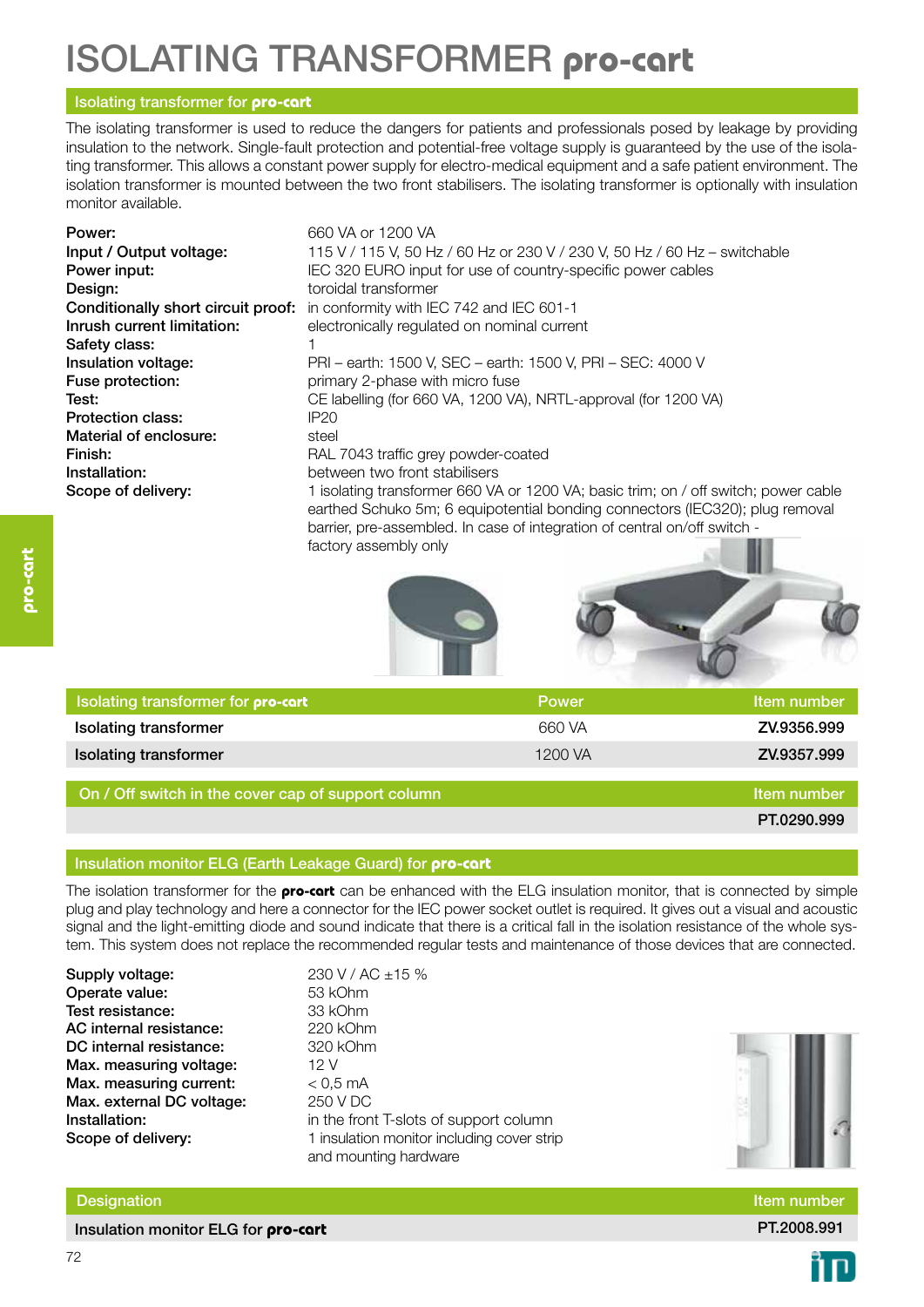# ISOLATING TRANSFORMER **pro-cart**

## Isolating transformer for **pro-cart**

The isolating transformer is used to reduce the dangers for patients and professionals posed by leakage by providing insulation to the network. Single-fault protection and potential-free voltage supply is guaranteed by the use of the isolating transformer. This allows a constant power supply for electro-medical equipment and a safe patient environment. The isolation transformer is mounted between the two front stabilisers. The isolating transformer is optionally with insulation monitor available.

**Power:** 660 VA or 1200 VA
**Input / Output voltage:** 115 V / 115 V, 50 Hz / 60 Hz or 230 V / 230 V, 50 Hz / 60 Hz – switchable
**Power input:** IEC 320 EURO input for use of country-specific power cables
**Design:** toroidal transformer
**Conditionally short circuit proof:** in conformity with IEC 742 and IEC 601-1
**Inrush current limitation:** electronically regulated on nominal current
**Safety class:** 1
**Insulation voltage:** PRI – earth: 1500 V, SEC – earth: 1500 V, PRI – SEC: 4000 V
**Fuse protection:** primary 2-phase with micro fuse
**Test:** CE labelling (for 660 VA, 1200 VA), NRTL-approval (for 1200 VA)
**Protection class:** IP20
**Material of enclosure:** steel
**Finish:** RAL 7043 traffic grey powder-coated
**Installation:** between two front stabilisers
**Scope of delivery:** 1 isolating transformer 660 VA or 1200 VA; basic trim; on / off switch; power cable earthed Schuko 5m; 6 equipotential bonding connectors (IEC320); plug removal barrier, pre-assembled. In case of integration of central on/off switch - factory assembly only

| Isolating transformer for **pro-cart** | Power | Item number |
|---|---|---|
| Isolating transformer | 660 VA | ZV.9356.999 |
| Isolating transformer | 1200 VA | ZV.9357.999 |

| On / Off switch in the cover cap of support column | Item number |
|---|---|
| | PT.0290.999 |

## Insulation monitor ELG (Earth Leakage Guard) for **pro-cart**

The isolation transformer for the **pro-cart** can be enhanced with the ELG insulation monitor, that is connected by simple plug and play technology and here a connector for the IEC power socket outlet is required. It gives out a visual and acoustic signal and the light-emitting diode and sound indicate that there is a critical fall in the isolation resistance of the whole system. This system does not replace the recommended regular tests and maintenance of those devices that are connected.

**Supply voltage:** 230 V / AC ±15 %
**Operate value:** 53 kOhm
**Test resistance:** 33 kOhm
**AC internal resistance:** 220 kOhm
**DC internal resistance:** 320 kOhm
**Max. measuring voltage:** 12 V
**Max. measuring current:** < 0,5 mA
**Max. external DC voltage:** 250 V DC
**Installation:** in the front T-slots of support column
**Scope of delivery:** 1 insulation monitor including cover strip and mounting hardware

| Designation | Item number |
|---|---|
| Insulation monitor ELG for **pro-cart** | PT.2008.991 |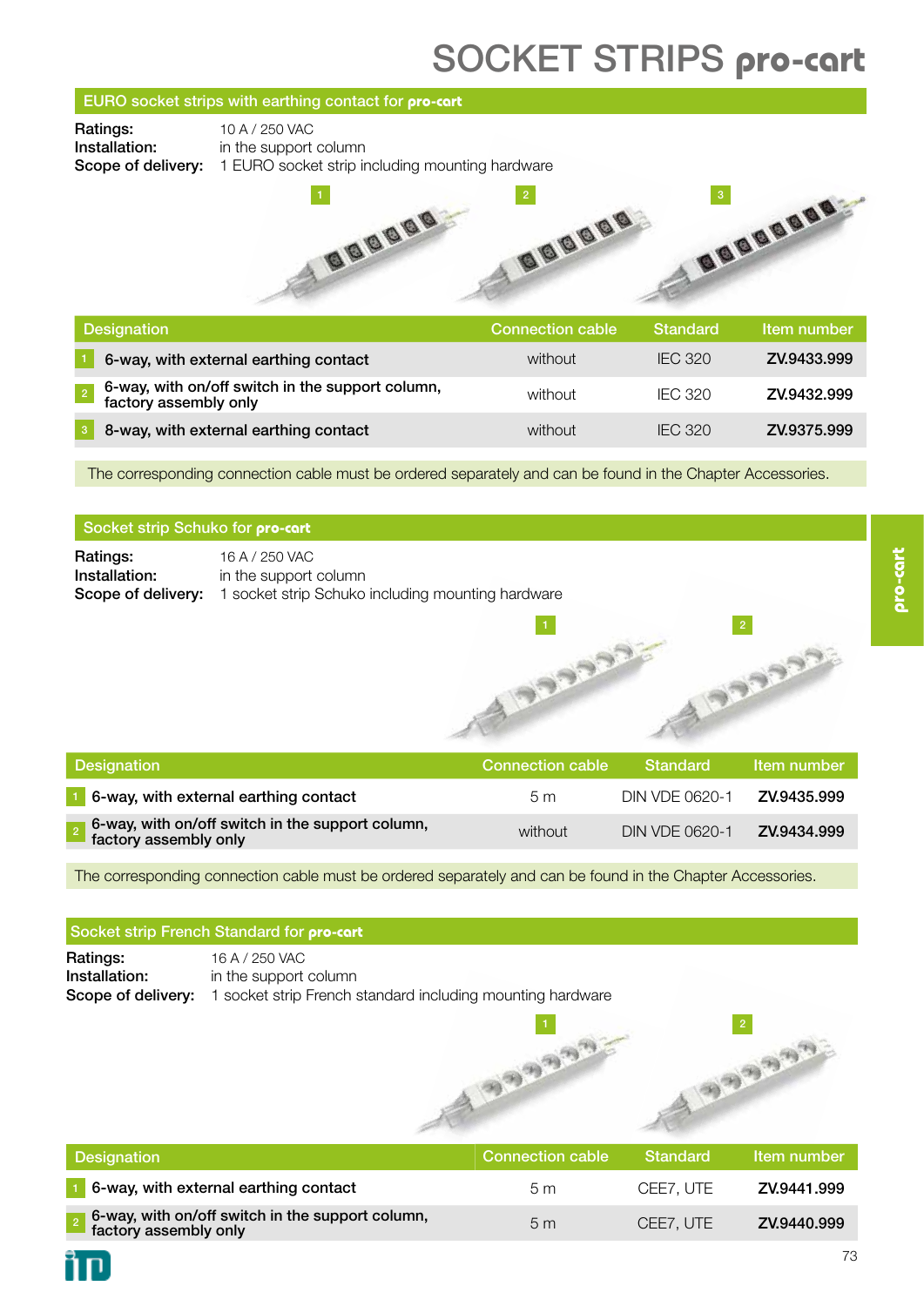# SOCKET STRIPS **pro-cart**

## EURO socket strips with earthing contact for **pro-cart**

**Ratings:** 10 A / 250 VAC
**Installation:** in the support column
**Scope of delivery:** 1 EURO socket strip including mounting hardware

| Designation | Connection cable | Standard | Item number |
|---|---|---|---|
| 1 **6-way, with external earthing contact** | without | IEC 320 | **ZV.9433.999** |
| 2 **6-way, with on/off switch in the support column, factory assembly only** | without | IEC 320 | **ZV.9432.999** |
| 3 **8-way, with external earthing contact** | without | IEC 320 | **ZV.9375.999** |

The corresponding connection cable must be ordered separately and can be found in the Chapter Accessories.

## Socket strip Schuko for **pro-cart**

**Ratings:** 16 A / 250 VAC
**Installation:** in the support column
**Scope of delivery:** 1 socket strip Schuko including mounting hardware

| Designation | Connection cable | Standard | Item number |
|---|---|---|---|
| 1 **6-way, with external earthing contact** | 5 m | DIN VDE 0620-1 | **ZV.9435.999** |
| 2 **6-way, with on/off switch in the support column, factory assembly only** | without | DIN VDE 0620-1 | **ZV.9434.999** |

The corresponding connection cable must be ordered separately and can be found in the Chapter Accessories.

## Socket strip French Standard for **pro-cart**

**Ratings:** 16 A / 250 VAC
**Installation:** in the support column
**Scope of delivery:** 1 socket strip French standard including mounting hardware

| Designation | Connection cable | Standard | Item number |
|---|---|---|---|
| 1 **6-way, with external earthing contact** | 5 m | CEE7, UTE | **ZV.9441.999** |
| 2 **6-way, with on/off switch in the support column, factory assembly only** | 5 m | CEE7, UTE | **ZV.9440.999** |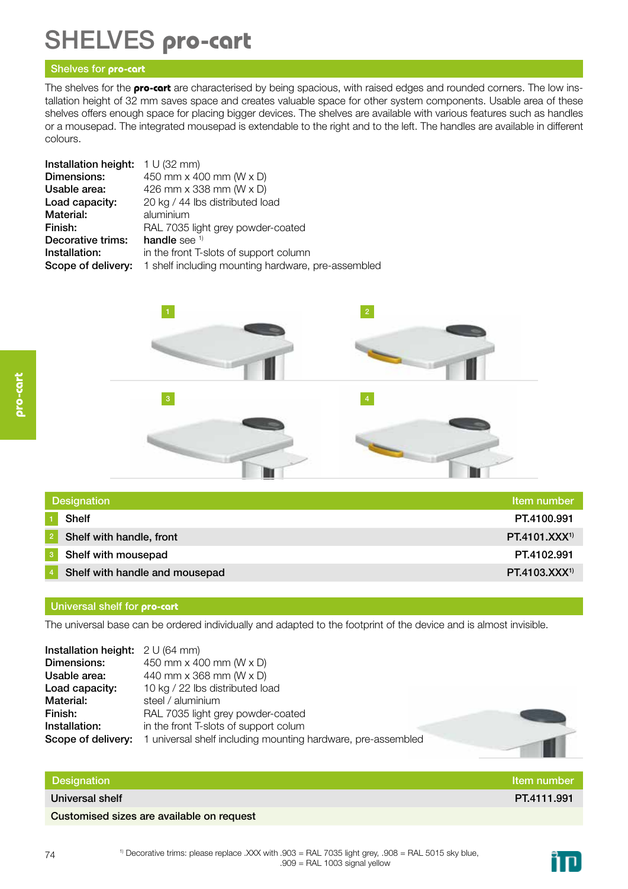# SHELVES **pro-cart**

## Shelves for **pro-cart**

The shelves for the **pro-cart** are characterised by being spacious, with raised edges and rounded corners. The low installation height of 32 mm saves space and creates valuable space for other system components. Usable area of these shelves offers enough space for placing bigger devices. The shelves are available with various features such as handles or a mousepad. The integrated mousepad is extendable to the right and to the left. The handles are available in different colours.

**Installation height:** 1 U (32 mm)
**Dimensions:** 450 mm x 400 mm (W x D)
**Usable area:** 426 mm x 338 mm (W x D)
**Load capacity:** 20 kg / 44 lbs distributed load
**Material:** aluminium
**Finish:** RAL 7035 light grey powder-coated
**Decorative trims:** **handle** see [1)]
**Installation:** in the front T-slots of support column
**Scope of delivery:** 1 shelf including mounting hardware, pre-assembled

| | Designation | Item number |
|---|---|---|
| 1 | Shelf | PT.4100.991 |
| 2 | Shelf with handle, front | PT.4101.XXX[1)] |
| 3 | Shelf with mousepad | PT.4102.991 |
| 4 | Shelf with handle and mousepad | PT.4103.XXX[1)] |

## Universal shelf for **pro-cart**

The universal base can be ordered individually and adapted to the footprint of the device and is almost invisible.

**Installation height:** 2 U (64 mm)
**Dimensions:** 450 mm x 400 mm (W x D)
**Usable area:** 440 mm x 368 mm (W x D)
**Load capacity:** 10 kg / 22 lbs distributed load
**Material:** steel / aluminium
**Finish:** RAL 7035 light grey powder-coated
**Installation:** in the front T-slots of support colum
**Scope of delivery:** 1 universal shelf including mounting hardware, pre-assembled

| Designation | Item number |
|---|---|
| Universal shelf | PT.4111.991 |
| Customised sizes are available on request | |

[1)] Decorative trims: please replace .XXX with .903 = RAL 7035 light grey, .908 = RAL 5015 sky blue, .909 = RAL 1003 signal yellow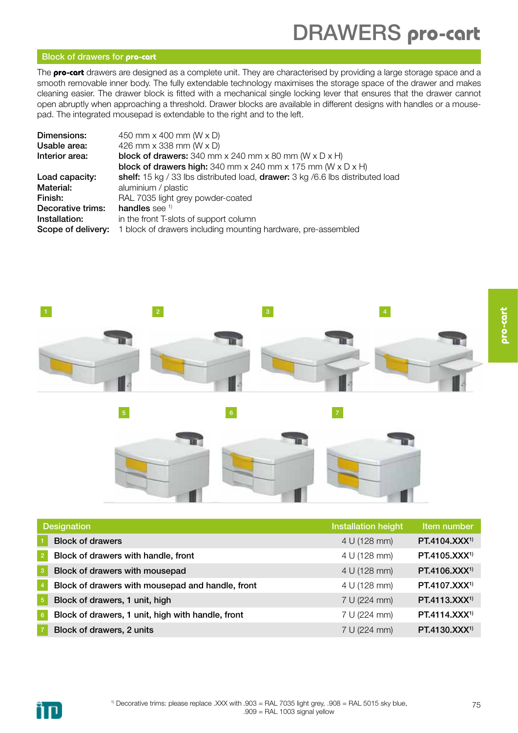# DRAWERS pro-cart

## Block of drawers for pro-cart

The **pro-cart** drawers are designed as a complete unit. They are characterised by providing a large storage space and a smooth removable inner body. The fully extendable technology maximises the storage space of the drawer and makes cleaning easier. The drawer block is fitted with a mechanical single locking lever that ensures that the drawer cannot open abruptly when approaching a threshold. Drawer blocks are available in different designs with handles or a mousepad. The integrated mousepad is extendable to the right and to the left.

| | |
|---|---|
| **Dimensions:** | 450 mm x 400 mm (W x D) |
| **Usable area:** | 426 mm x 338 mm (W x D) |
| **Interior area:** | **block of drawers:** 340 mm x 240 mm x 80 mm (W x D x H)<br>**block of drawers high:** 340 mm x 240 mm x 175 mm (W x D x H) |
| **Load capacity:** | **shelf:** 15 kg / 33 lbs distributed load, **drawer:** 3 kg /6.6 lbs distributed load |
| **Material:** | aluminium / plastic |
| **Finish:** | RAL 7035 light grey powder-coated |
| **Decorative trims:** | **handles** see [1] |
| **Installation:** | in the front T-slots of support column |
| **Scope of delivery:** | 1 block of drawers including mounting hardware, pre-assembled |

| | Designation | Installation height | Item number |
|---|---|---|---|
| 1 | Block of drawers | 4 U (128 mm) | **PT.4104.XXX[1]** |
| 2 | Block of drawers with handle, front | 4 U (128 mm) | **PT.4105.XXX[1]** |
| 3 | Block of drawers with mousepad | 4 U (128 mm) | **PT.4106.XXX[1]** |
| 4 | Block of drawers with mousepad and handle, front | 4 U (128 mm) | **PT.4107.XXX[1]** |
| 5 | Block of drawers, 1 unit, high | 7 U (224 mm) | **PT.4113.XXX[1]** |
| 6 | Block of drawers, 1 unit, high with handle, front | 7 U (224 mm) | **PT.4114.XXX[1]** |
| 7 | Block of drawers, 2 units | 7 U (224 mm) | **PT.4130.XXX[1]** |

[1] Decorative trims: please replace .XXX with .903 = RAL 7035 light grey, .908 = RAL 5015 sky blue, .909 = RAL 1003 signal yellow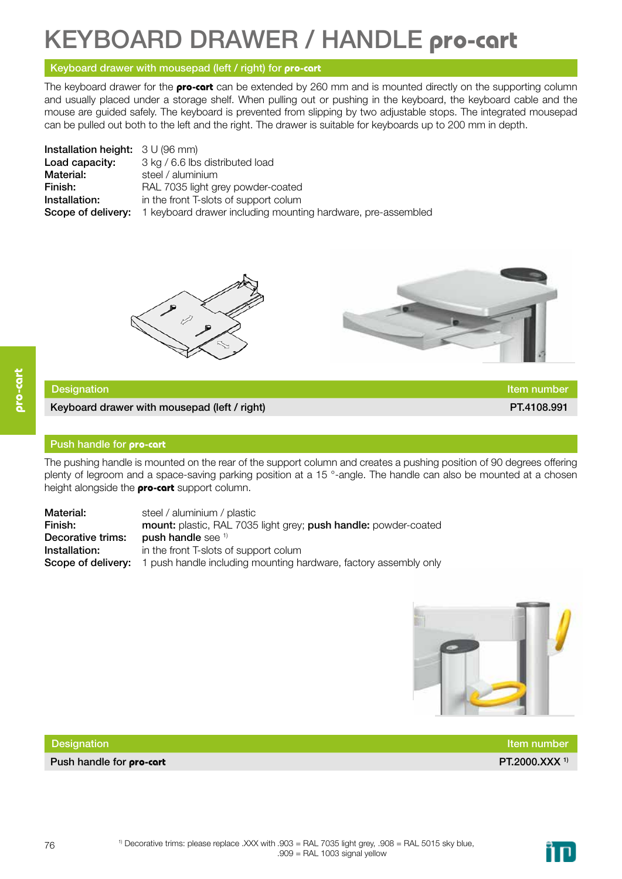# KEYBOARD DRAWER / HANDLE pro-cart

## Keyboard drawer with mousepad (left / right) for pro-cart

The keyboard drawer for the **pro-cart** can be extended by 260 mm and is mounted directly on the supporting column and usually placed under a storage shelf. When pulling out or pushing in the keyboard, the keyboard cable and the mouse are guided safely. The keyboard is prevented from slipping by two adjustable stops. The integrated mousepad can be pulled out both to the left and the right. The drawer is suitable for keyboards up to 200 mm in depth.

**Installation height:** 3 U (96 mm)
**Load capacity:** 3 kg / 6.6 lbs distributed load
**Material:** steel / aluminium
**Finish:** RAL 7035 light grey powder-coated
**Installation:** in the front T-slots of support colum
**Scope of delivery:** 1 keyboard drawer including mounting hardware, pre-assembled

| Designation | Item number |
|---|---|
| Keyboard drawer with mousepad (left / right) | PT.4108.991 |

## Push handle for pro-cart

The pushing handle is mounted on the rear of the support column and creates a pushing position of 90 degrees offering plenty of legroom and a space-saving parking position at a 15 °-angle. The handle can also be mounted at a chosen height alongside the **pro-cart** support column.

**Material:** steel / aluminium / plastic
**Finish:** **mount:** plastic, RAL 7035 light grey; **push handle:** powder-coated
**Decorative trims:** **push handle** see [1]
**Installation:** in the front T-slots of support colum
**Scope of delivery:** 1 push handle including mounting hardware, factory assembly only

| Designation | Item number |
|---|---|
| Push handle for **pro-cart** | PT.2000.XXX [1] |

[1] Decorative trims: please replace .XXX with .903 = RAL 7035 light grey, .908 = RAL 5015 sky blue, .909 = RAL 1003 signal yellow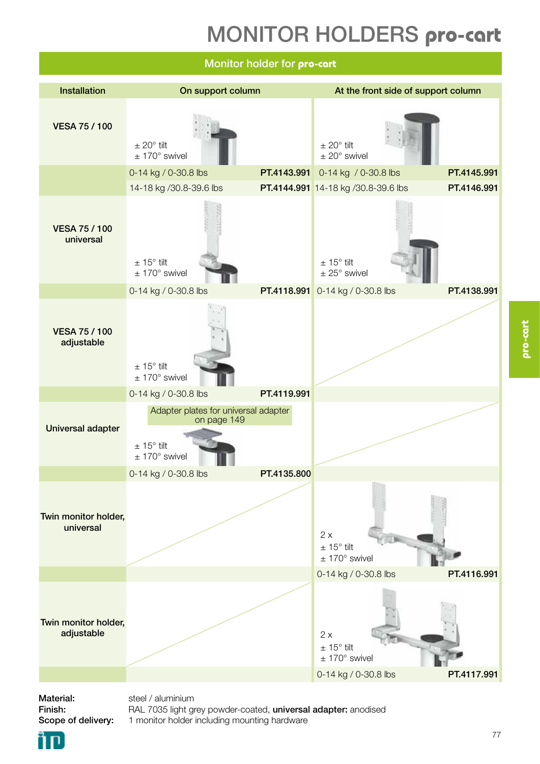# MONITOR HOLDERS pro-cart

## Monitor holder for pro-cart

| Installation | On support column | | At the front side of support column | |
|---|---|---|---|---|
| VESA 75 / 100 | ± 20° tilt<br>± 170° swivel | | ± 20° tilt<br>± 20° swivel | |
| | 0-14 kg / 0-30.8 lbs | PT.4143.991 | 0-14 kg / 0-30.8 lbs | PT.4145.991 |
| | 14-18 kg /30.8-39.6 lbs | PT.4144.991 | 14-18 kg /30.8-39.6 lbs | PT.4146.991 |
| VESA 75 / 100 universal | ± 15° tilt<br>± 170° swivel | | ± 15° tilt<br>± 25° swivel | |
| | 0-14 kg / 0-30.8 lbs | PT.4118.991 | 0-14 kg / 0-30.8 lbs | PT.4138.991 |
| VESA 75 / 100 adjustable | ± 15° tilt<br>± 170° swivel | | | |
| | 0-14 kg / 0-30.8 lbs | PT.4119.991 | | |
| Universal adapter | Adapter plates for universal adapter on page 149<br>± 15° tilt<br>± 170° swivel | | | |
| | 0-14 kg / 0-30.8 lbs | PT.4135.800 | | |
| Twin monitor holder, universal | | | 2 x<br>± 15° tilt<br>± 170° swivel | |
| | | | 0-14 kg / 0-30.8 lbs | PT.4116.991 |
| Twin monitor holder, adjustable | | | 2 x<br>± 15° tilt<br>± 170° swivel | |
| | | | 0-14 kg / 0-30.8 lbs | PT.4117.991 |

**Material:** steel / aluminium
**Finish:** RAL 7035 light grey powder-coated, **universal adapter:** anodised
**Scope of delivery:** 1 monitor holder including mounting hardware